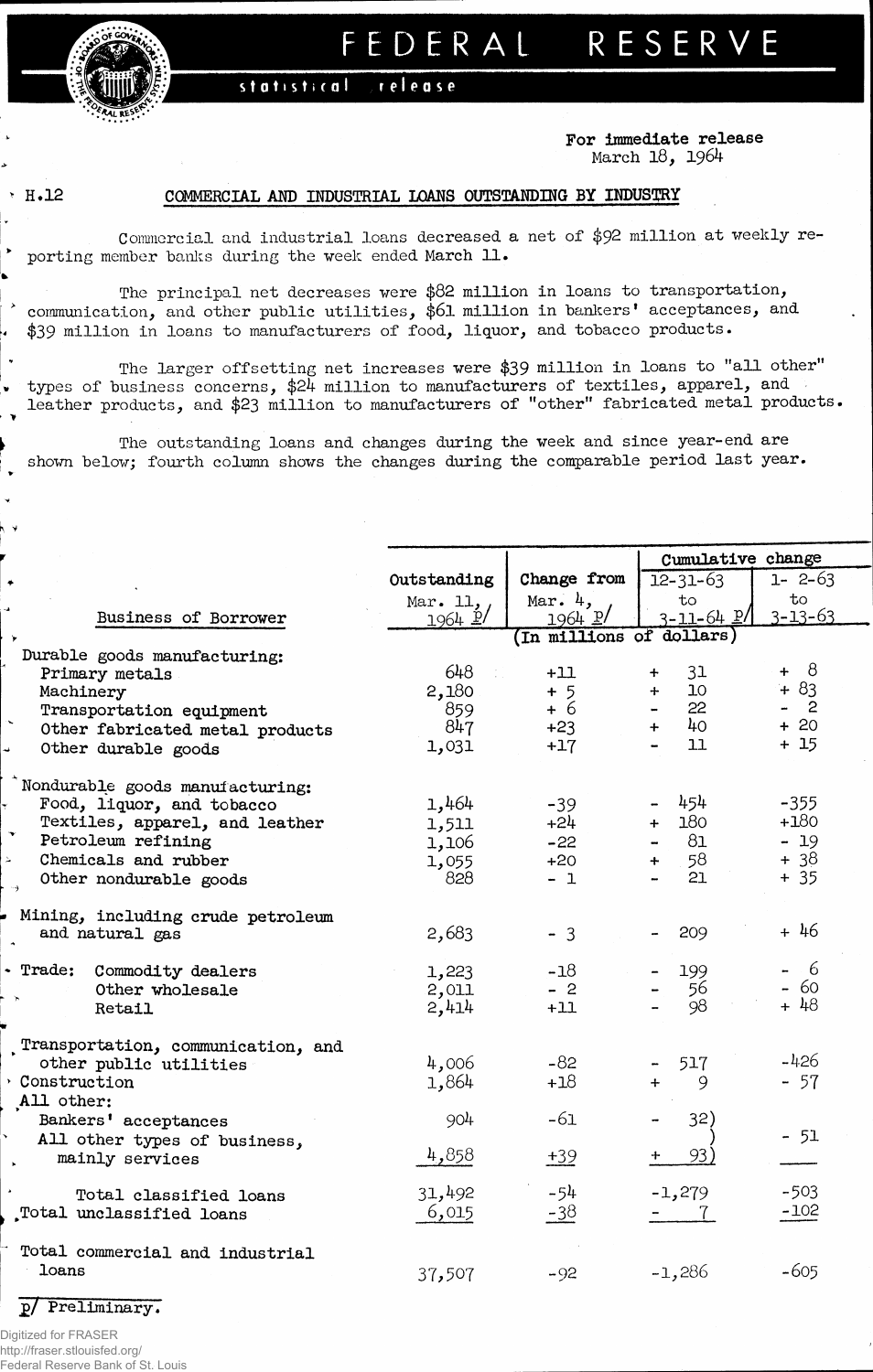# FEDERAL RESERVE

statistical release

For immediate release
March 18, 1964

H.12

## COMMERCIAL AND INDUSTRIAL LOANS OUTSTANDING BY INDUSTRY

Commercial and industrial loans decreased a net of $92 million at weekly reporting member banks during the week ended March 11.

The principal net decreases were $82 million in loans to transportation, communication, and other public utilities, $61 million in bankers' acceptances, and $39 million in loans to manufacturers of food, liquor, and tobacco products.

The larger offsetting net increases were $39 million in loans to "all other" types of business concerns, $24 million to manufacturers of textiles, apparel, and leather products, and $23 million to manufacturers of "other" fabricated metal products.

The outstanding loans and changes during the week and since year-end are shown below; fourth column shows the changes during the comparable period last year.

| Business of Borrower | Outstanding Mar. 11, 1964 p/ | Change from Mar. 4, 1964 p/ | Cumulative change 12-31-63 to 3-11-64 p/ | Cumulative change 1-2-63 to 3-13-63 |
|---|---|---|---|---|
| | (In millions of dollars) | | | |
| Durable goods manufacturing: | | | | |
| Primary metals | 648 | +11 | + 31 | + 8 |
| Machinery | 2,180 | + 5 | + 10 | + 83 |
| Transportation equipment | 859 | + 6 | - 22 | - 2 |
| Other fabricated metal products | 847 | +23 | + 40 | + 20 |
| Other durable goods | 1,031 | +17 | - 11 | + 15 |
| Nondurable goods manufacturing: | | | | |
| Food, liquor, and tobacco | 1,464 | -39 | - 454 | -355 |
| Textiles, apparel, and leather | 1,511 | +24 | + 180 | +180 |
| Petroleum refining | 1,106 | -22 | - 81 | - 19 |
| Chemicals and rubber | 1,055 | +20 | + 58 | + 38 |
| Other nondurable goods | 828 | - 1 | - 21 | + 35 |
| Mining, including crude petroleum and natural gas | 2,683 | - 3 | - 209 | + 46 |
| Trade: Commodity dealers | 1,223 | -18 | - 199 | - 6 |
| Other wholesale | 2,011 | - 2 | - 56 | - 60 |
| Retail | 2,414 | +11 | - 98 | + 48 |
| Transportation, communication, and other public utilities | 4,006 | -82 | - 517 | -426 |
| Construction | 1,864 | +18 | + 9 | - 57 |
| All other: | | | | |
| Bankers' acceptances | 904 | -61 | - 32 | - 51 (combined) |
| All other types of business, mainly services | 4,858 | +39 | + 93 | |
| Total classified loans | 31,492 | -54 | -1,279 | -503 |
| Total unclassified loans | 6,015 | -38 | - 7 | -102 |
| Total commercial and industrial loans | 37,507 | -92 | -1,286 | -605 |

p/ Preliminary.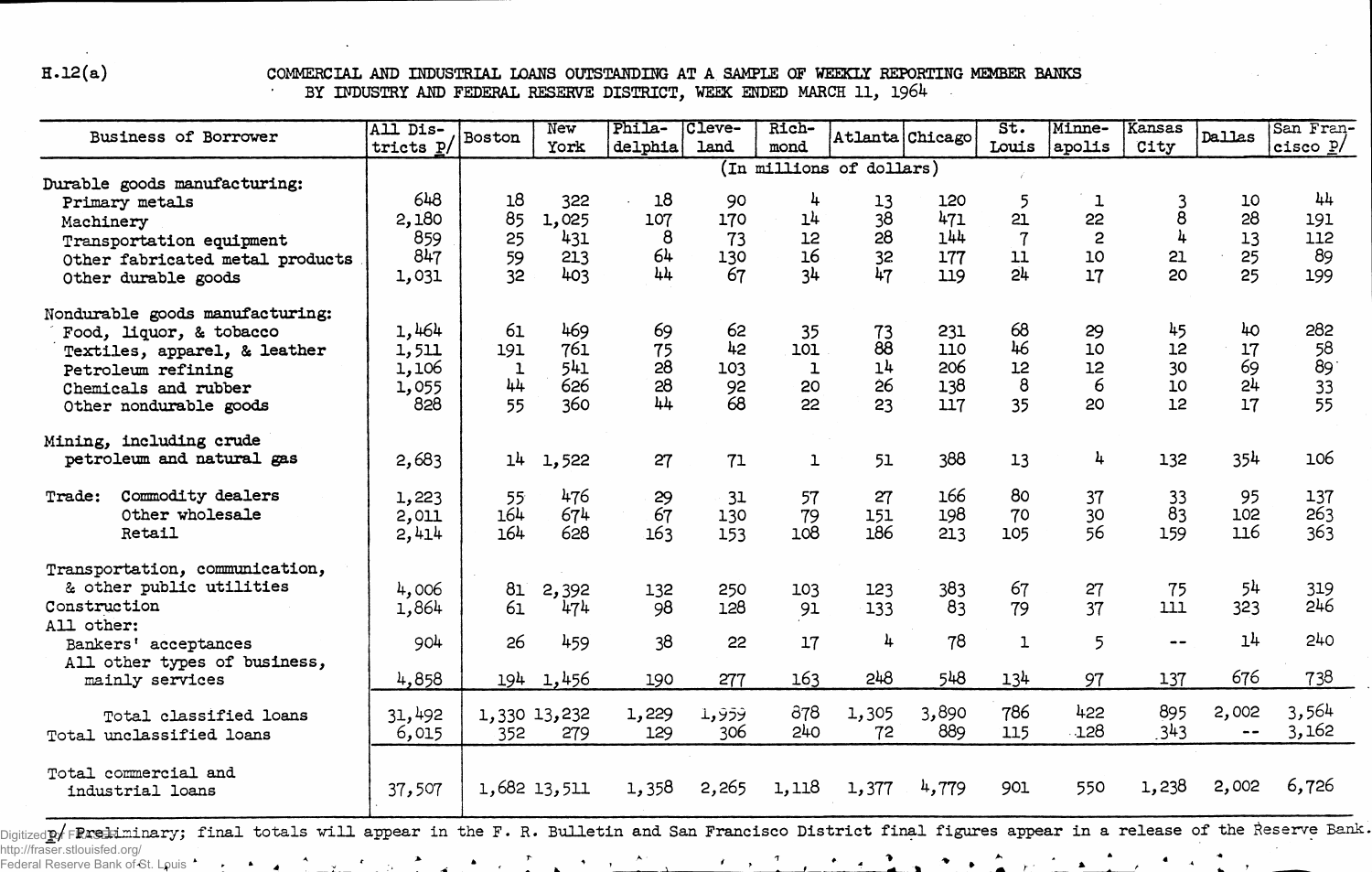H.12(a)

# COMMERCIAL AND INDUSTRIAL LOANS OUTSTANDING AT A SAMPLE OF WEEKLY REPORTING MEMBER BANKS BY INDUSTRY AND FEDERAL RESERVE DISTRICT, WEEK ENDED MARCH 11, 1964

| Business of Borrower | All Districts p/ | Boston | New York | Philadelphia | Cleveland | Richmond | Atlanta | Chicago | St. Louis | Minneapolis | Kansas City | Dallas | San Francisco p/ |
|---|---|---|---|---|---|---|---|---|---|---|---|---|---|
| | | (In millions of dollars) | | | | | | | | | | | |
| **Durable goods manufacturing:** | | | | | | | | | | | | | |
| Primary metals | 648 | 18 | 322 | 18 | 90 | 4 | 13 | 120 | 5 | 1 | 3 | 10 | 44 |
| Machinery | 2,180 | 85 | 1,025 | 107 | 170 | 14 | 38 | 471 | 21 | 22 | 8 | 28 | 191 |
| Transportation equipment | 859 | 25 | 431 | 8 | 73 | 12 | 28 | 144 | 7 | 2 | 4 | 13 | 112 |
| Other fabricated metal products | 847 | 59 | 213 | 64 | 130 | 16 | 32 | 177 | 11 | 10 | 21 | 25 | 89 |
| Other durable goods | 1,031 | 32 | 403 | 44 | 67 | 34 | 47 | 119 | 24 | 17 | 20 | 25 | 199 |
| **Nondurable goods manufacturing:** | | | | | | | | | | | | | |
| Food, liquor, & tobacco | 1,464 | 61 | 469 | 69 | 62 | 35 | 73 | 231 | 68 | 29 | 45 | 40 | 282 |
| Textiles, apparel, & leather | 1,511 | 191 | 761 | 75 | 42 | 101 | 88 | 110 | 46 | 10 | 12 | 17 | 58 |
| Petroleum refining | 1,106 | 1 | 541 | 28 | 103 | 1 | 14 | 206 | 12 | 12 | 30 | 69 | 89 |
| Chemicals and rubber | 1,055 | 44 | 626 | 28 | 92 | 20 | 26 | 138 | 8 | 6 | 10 | 24 | 33 |
| Other nondurable goods | 828 | 55 | 360 | 44 | 68 | 22 | 23 | 117 | 35 | 20 | 12 | 17 | 55 |
| **Mining, including crude petroleum and natural gas** | 2,683 | 14 | 1,522 | 27 | 71 | 1 | 51 | 388 | 13 | 4 | 132 | 354 | 106 |
| **Trade:** Commodity dealers | 1,223 | 55 | 476 | 29 | 31 | 57 | 27 | 166 | 80 | 37 | 33 | 95 | 137 |
| Other wholesale | 2,011 | 164 | 674 | 67 | 130 | 79 | 151 | 198 | 70 | 30 | 83 | 102 | 263 |
| Retail | 2,414 | 164 | 628 | 163 | 153 | 108 | 186 | 213 | 105 | 56 | 159 | 116 | 363 |
| **Transportation, communication, & other public utilities** | 4,006 | 81 | 2,392 | 132 | 250 | 103 | 123 | 383 | 67 | 27 | 75 | 54 | 319 |
| **Construction** | 1,864 | 61 | 474 | 98 | 128 | 91 | 133 | 83 | 79 | 37 | 111 | 323 | 246 |
| **All other:** | | | | | | | | | | | | | |
| Bankers' acceptances | 904 | 26 | 459 | 38 | 22 | 17 | 4 | 78 | 1 | 5 | -- | 14 | 240 |
| All other types of business, mainly services | 4,858 | 194 | 1,456 | 190 | 277 | 163 | 248 | 548 | 134 | 97 | 137 | 676 | 738 |
| Total classified loans | 31,492 | 1,330 | 13,232 | 1,229 | 1,959 | 878 | 1,305 | 3,890 | 786 | 422 | 895 | 2,002 | 3,564 |
| Total unclassified loans | 6,015 | 352 | 279 | 129 | 306 | 240 | 72 | 889 | 115 | 128 | 343 | -- | 3,162 |
| **Total commercial and industrial loans** | 37,507 | 1,682 | 13,511 | 1,358 | 2,265 | 1,118 | 1,377 | 4,779 | 901 | 550 | 1,238 | 2,002 | 6,726 |

p/ Preliminary; final totals will appear in the F. R. Bulletin and San Francisco District final figures appear in a release of the Reserve Bank.